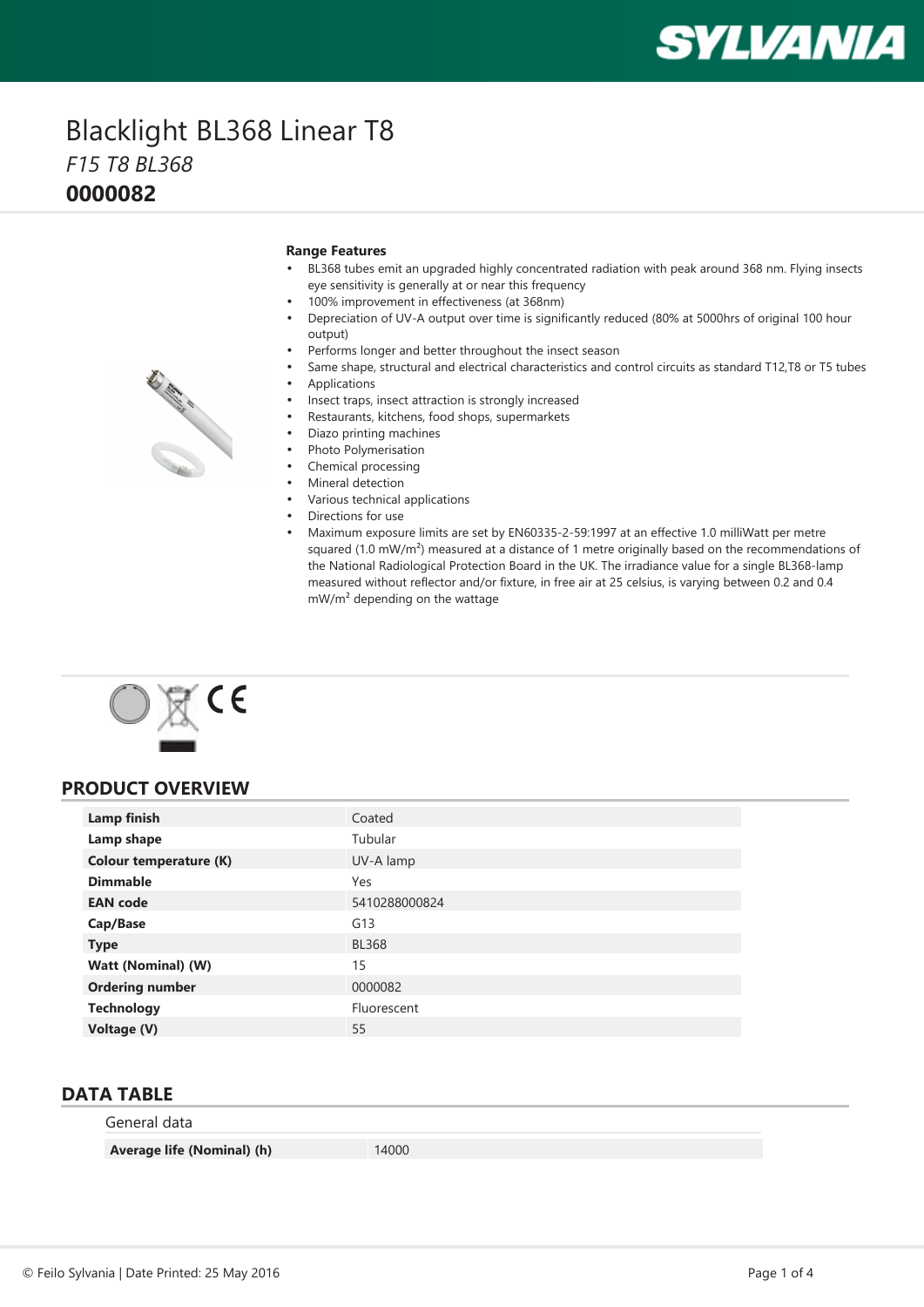# Blacklight BL368 Linear T8

*F15 T8 BL368*

**0000082**

**Range Features**

- BL368 tubes emit an upgraded highly concentrated radiation with peak around 368 nm. Flying insects eye sensitivity is generally at or near this frequency
- 100% improvement in effectiveness (at 368nm)
- Depreciation of UV-A output over time is significantly reduced (80% at 5000hrs of original 100 hour output)
- Performs longer and better throughout the insect season
- Same shape, structural and electrical characteristics and control circuits as standard T12,T8 or T5 tubes
- Applications
- Insect traps, insect attraction is strongly increased
- Restaurants, kitchens, food shops, supermarkets
- Diazo printing machines
- Photo Polymerisation
- Chemical processing
- Mineral detection
- Various technical applications
- Directions for use
- Maximum exposure limits are set by EN60335-2-59:1997 at an effective 1.0 milliWatt per metre squared (1.0 mW/m²) measured at a distance of 1 metre originally based on the recommendations of the National Radiological Protection Board in the UK. The irradiance value for a single BL368-lamp measured without reflector and/or fixture, in free air at 25 celsius, is varying between 0.2 and 0.4 mW/m² depending on the wattage

## PRODUCT OVERVIEW

| | |
|---|---|
| **Lamp finish** | Coated |
| **Lamp shape** | Tubular |
| **Colour temperature (K)** | UV-A lamp |
| **Dimmable** | Yes |
| **EAN code** | 5410288000824 |
| **Cap/Base** | G13 |
| **Type** | BL368 |
| **Watt (Nominal) (W)** | 15 |
| **Ordering number** | 0000082 |
| **Technology** | Fluorescent |
| **Voltage (V)** | 55 |

## DATA TABLE

General data

| | |
|---|---|
| **Average life (Nominal) (h)** | 14000 |

© Feilo Sylvania | Date Printed: 25 May 2016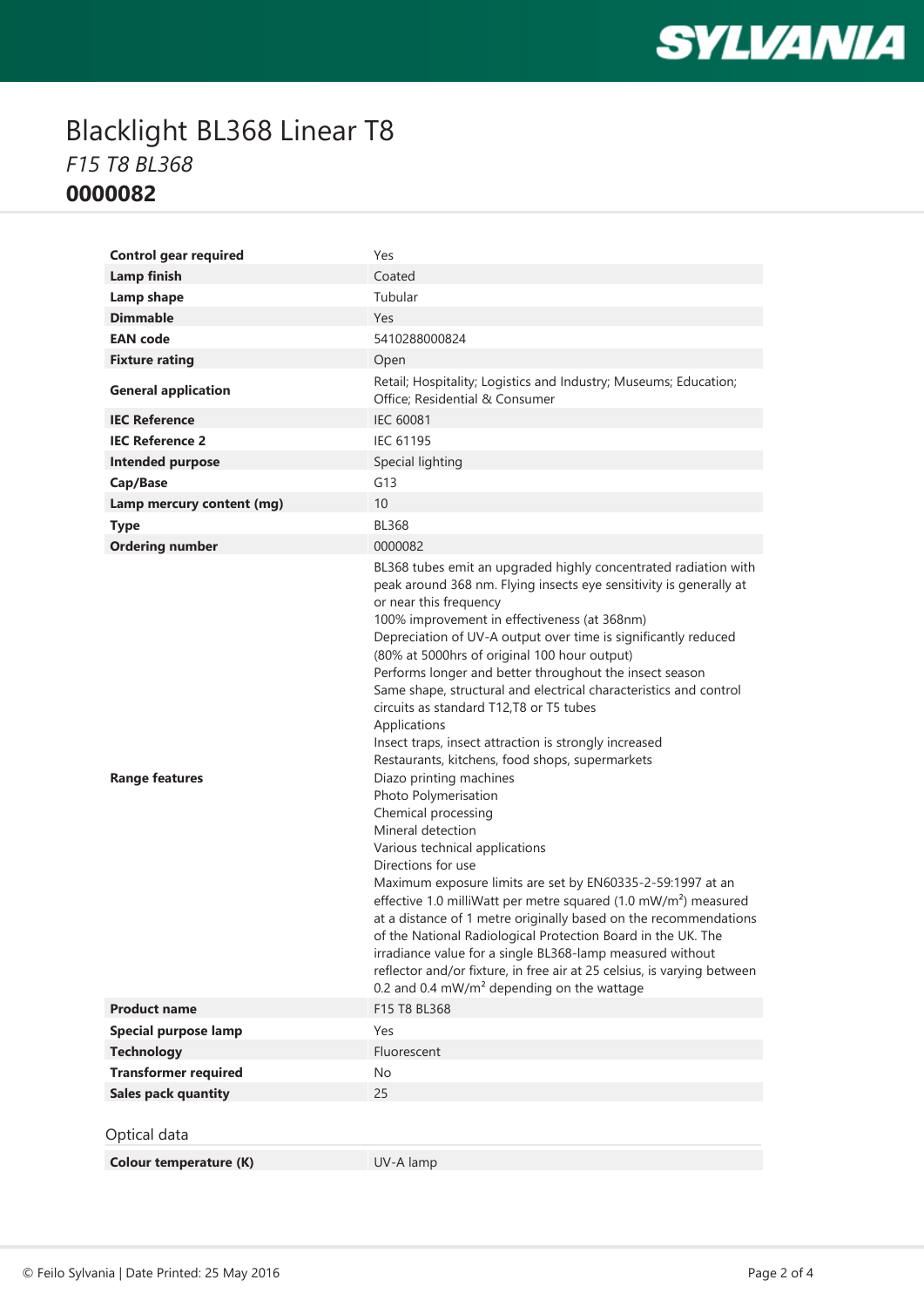# Blacklight BL368 Linear T8

*F15 T8 BL368*

**0000082**

| | |
|---|---|
| **Control gear required** | Yes |
| **Lamp finish** | Coated |
| **Lamp shape** | Tubular |
| **Dimmable** | Yes |
| **EAN code** | 5410288000824 |
| **Fixture rating** | Open |
| **General application** | Retail; Hospitality; Logistics and Industry; Museums; Education; Office; Residential & Consumer |
| **IEC Reference** | IEC 60081 |
| **IEC Reference 2** | IEC 61195 |
| **Intended purpose** | Special lighting |
| **Cap/Base** | G13 |
| **Lamp mercury content (mg)** | 10 |
| **Type** | BL368 |
| **Ordering number** | 0000082 |
| **Range features** | BL368 tubes emit an upgraded highly concentrated radiation with peak around 368 nm. Flying insects eye sensitivity is generally at or near this frequency<br>100% improvement in effectiveness (at 368nm)<br>Depreciation of UV-A output over time is significantly reduced (80% at 5000hrs of original 100 hour output)<br>Performs longer and better throughout the insect season<br>Same shape, structural and electrical characteristics and control circuits as standard T12,T8 or T5 tubes<br>Applications<br>Insect traps, insect attraction is strongly increased<br>Restaurants, kitchens, food shops, supermarkets<br>Diazo printing machines<br>Photo Polymerisation<br>Chemical processing<br>Mineral detection<br>Various technical applications<br>Directions for use<br>Maximum exposure limits are set by EN60335-2-59:1997 at an effective 1.0 milliWatt per metre squared (1.0 mW/m²) measured at a distance of 1 metre originally based on the recommendations of the National Radiological Protection Board in the UK. The irradiance value for a single BL368-lamp measured without reflector and/or fixture, in free air at 25 celsius, is varying between 0.2 and 0.4 mW/m² depending on the wattage |
| **Product name** | F15 T8 BL368 |
| **Special purpose lamp** | Yes |
| **Technology** | Fluorescent |
| **Transformer required** | No |
| **Sales pack quantity** | 25 |

## Optical data

| | |
|---|---|
| **Colour temperature (K)** | UV-A lamp |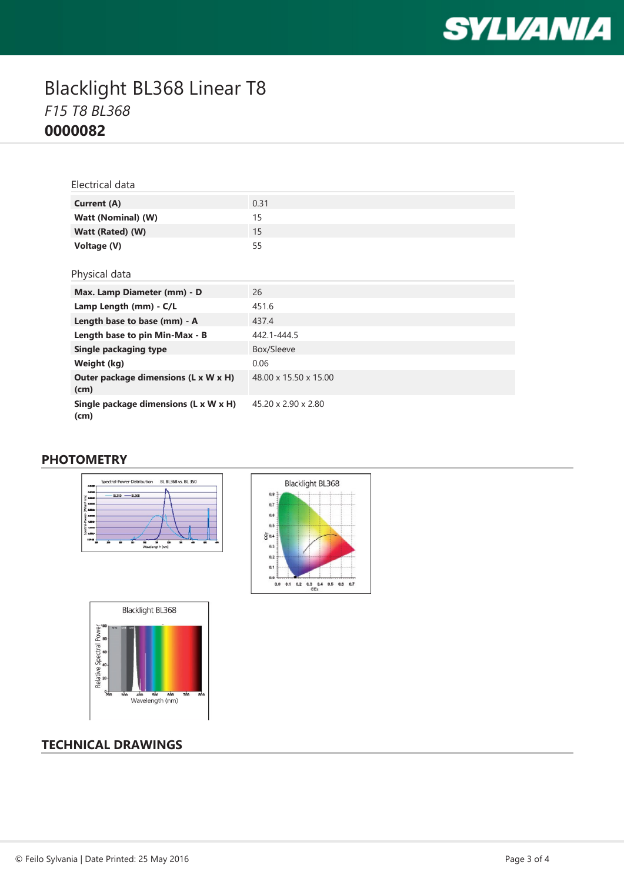# Blacklight BL368 Linear T8

*F15 T8 BL368*

**0000082**

## Electrical data

| | |
|---|---|
| **Current (A)** | 0.31 |
| **Watt (Nominal) (W)** | 15 |
| **Watt (Rated) (W)** | 15 |
| **Voltage (V)** | 55 |

## Physical data

| | |
|---|---|
| **Max. Lamp Diameter (mm) - D** | 26 |
| **Lamp Length (mm) - C/L** | 451.6 |
| **Length base to base (mm) - A** | 437.4 |
| **Length base to pin Min-Max - B** | 442.1-444.5 |
| **Single packaging type** | Box/Sleeve |
| **Weight (kg)** | 0.06 |
| **Outer package dimensions (L x W x H) (cm)** | 48.00 x 15.50 x 15.00 |
| **Single package dimensions (L x W x H) (cm)** | 45.20 x 2.90 x 2.80 |

## PHOTOMETRY

## TECHNICAL DRAWINGS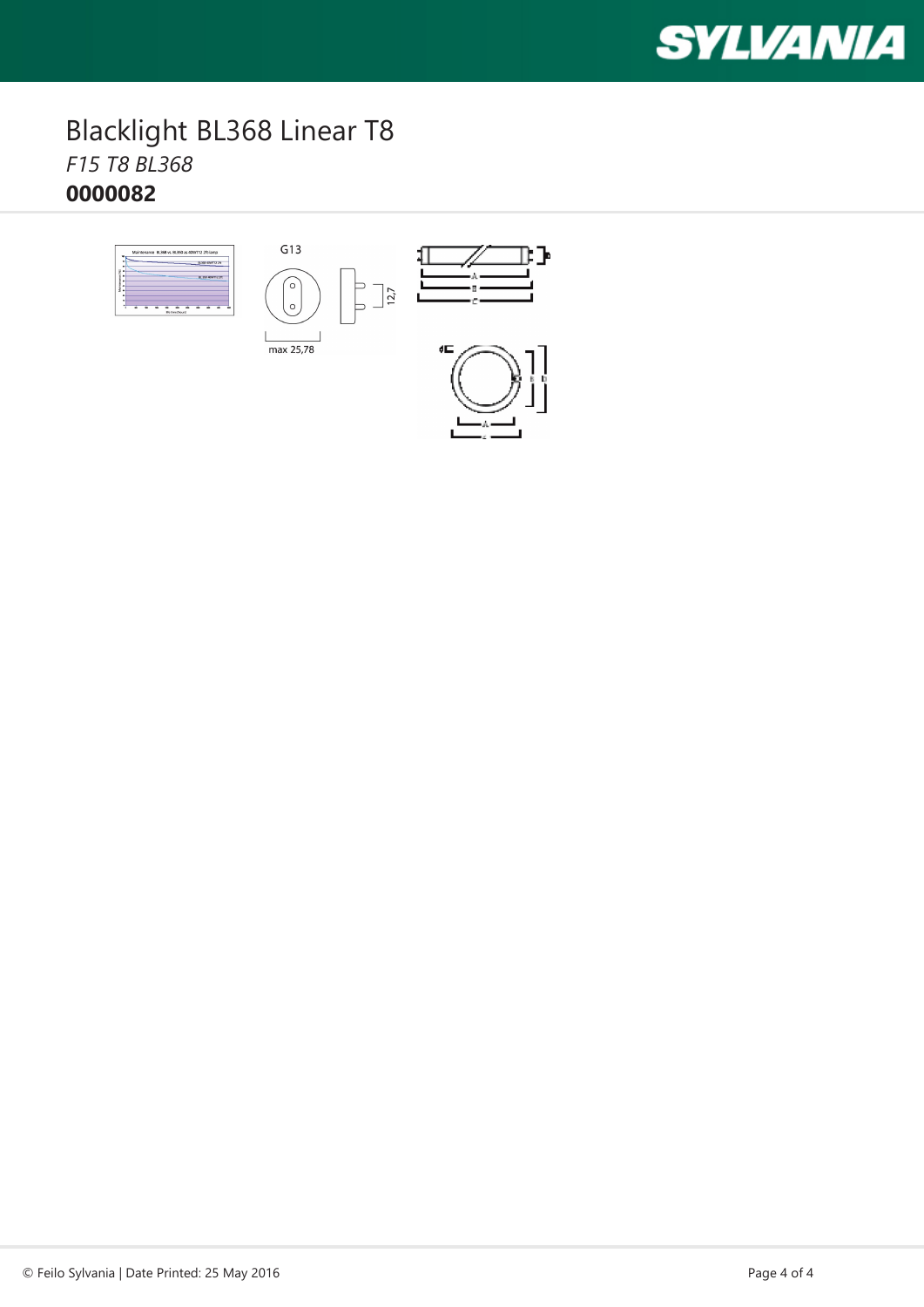# Blacklight BL368 Linear T8

*F15 T8 BL368*

**0000082**

G13

12,7

max 25,78